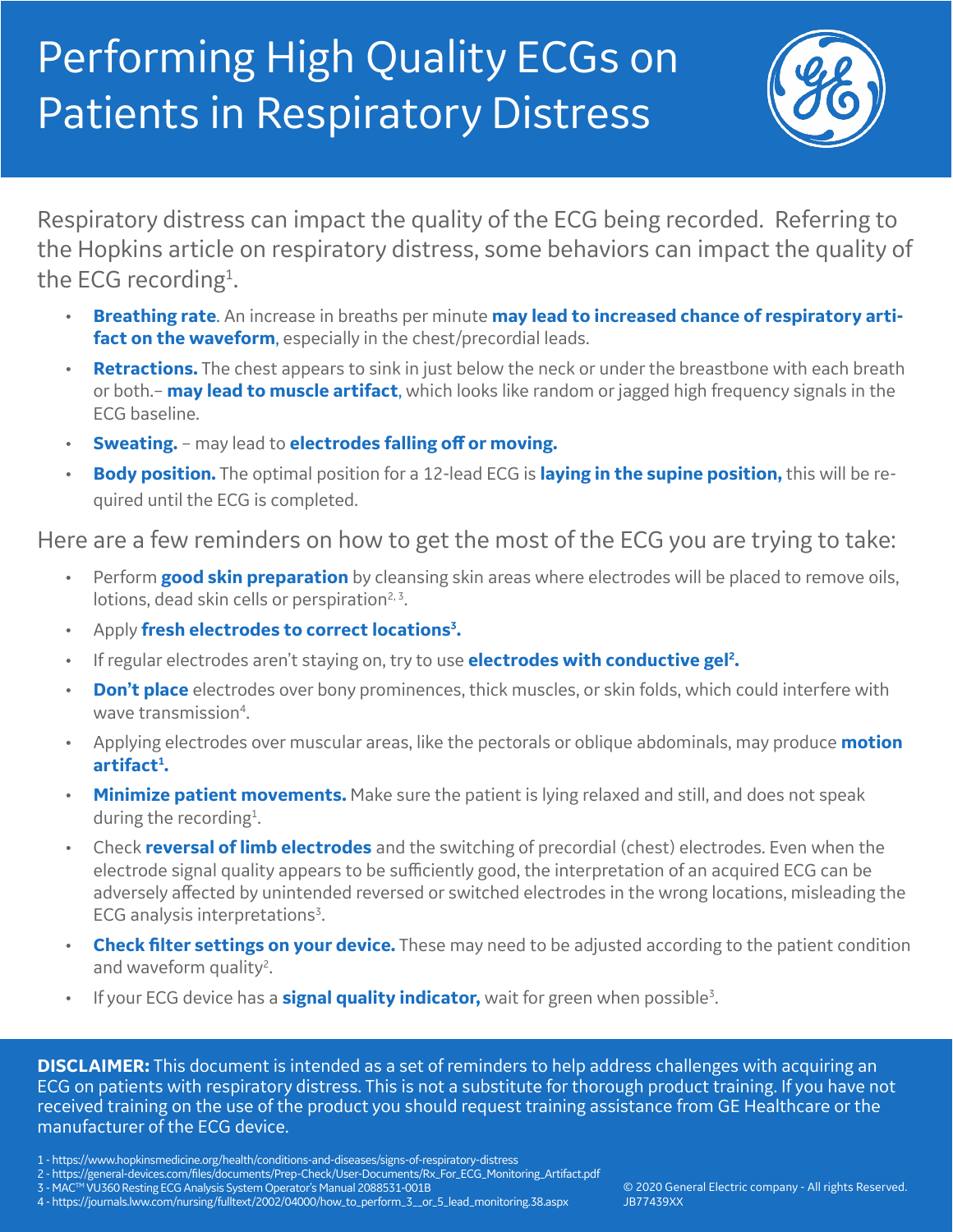# Performing High Quality ECGs on Patients in Respiratory Distress

Respiratory distress can impact the quality of the ECG being recorded. Referring to the Hopkins article on respiratory distress, some behaviors can impact the quality of the ECG recording[1].

- **Breathing rate**. An increase in breaths per minute **may lead to increased chance of respiratory artifact on the waveform**, especially in the chest/precordial leads.
- **Retractions.** The chest appears to sink in just below the neck or under the breastbone with each breath or both.– **may lead to muscle artifact**, which looks like random or jagged high frequency signals in the ECG baseline.
- **Sweating.** – may lead to **electrodes falling off or moving.**
- **Body position.** The optimal position for a 12-lead ECG is **laying in the supine position,** this will be required until the ECG is completed.

Here are a few reminders on how to get the most of the ECG you are trying to take:

- Perform **good skin preparation** by cleansing skin areas where electrodes will be placed to remove oils, lotions, dead skin cells or perspiration[2, 3].
- Apply **fresh electrodes to correct locations[3].**
- If regular electrodes aren't staying on, try to use **electrodes with conductive gel[2].**
- **Don't place** electrodes over bony prominences, thick muscles, or skin folds, which could interfere with wave transmission[4].
- Applying electrodes over muscular areas, like the pectorals or oblique abdominals, may produce **motion artifact[1].**
- **Minimize patient movements.** Make sure the patient is lying relaxed and still, and does not speak during the recording[1].
- Check **reversal of limb electrodes** and the switching of precordial (chest) electrodes. Even when the electrode signal quality appears to be sufficiently good, the interpretation of an acquired ECG can be adversely affected by unintended reversed or switched electrodes in the wrong locations, misleading the ECG analysis interpretations[3].
- **Check filter settings on your device.** These may need to be adjusted according to the patient condition and waveform quality[2].
- If your ECG device has a **signal quality indicator,** wait for green when possible[3].

**DISCLAIMER:** This document is intended as a set of reminders to help address challenges with acquiring an ECG on patients with respiratory distress. This is not a substitute for thorough product training. If you have not received training on the use of the product you should request training assistance from GE Healthcare or the manufacturer of the ECG device.

1 - https://www.hopkinsmedicine.org/health/conditions-and-diseases/signs-of-respiratory-distress
2 - https://general-devices.com/files/documents/Prep-Check/User-Documents/Rx_For_ECG_Monitoring_Artifact.pdf
3 - MAC™ VU360 Resting ECG Analysis System Operator's Manual 2088531-001B
4 - https://journals.lww.com/nursing/fulltext/2002/04000/how_to_perform_3__or_5_lead_monitoring.38.aspx

© 2020 General Electric company - All rights Reserved.
JB77439XX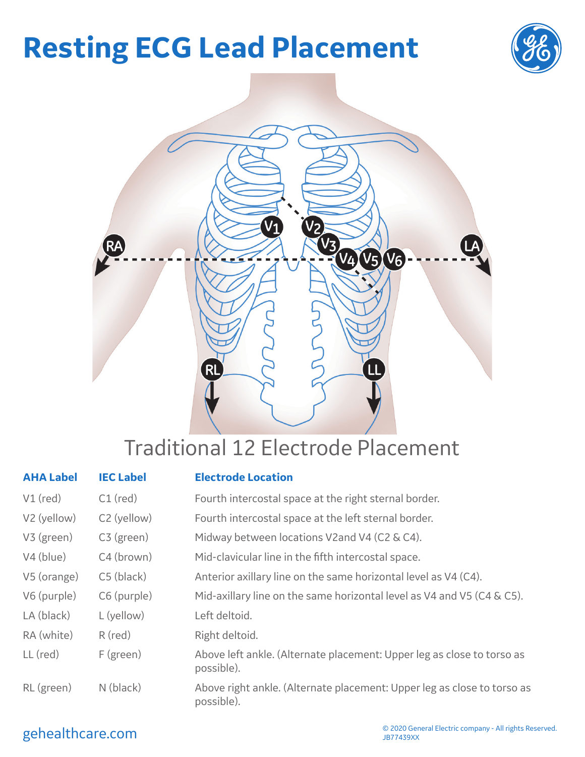# Resting ECG Lead Placement

## Traditional 12 Electrode Placement

| AHA Label | IEC Label | Electrode Location |
|---|---|---|
| V1 (red) | C1 (red) | Fourth intercostal space at the right sternal border. |
| V2 (yellow) | C2 (yellow) | Fourth intercostal space at the left sternal border. |
| V3 (green) | C3 (green) | Midway between locations V2and V4 (C2 & C4). |
| V4 (blue) | C4 (brown) | Mid-clavicular line in the fifth intercostal space. |
| V5 (orange) | C5 (black) | Anterior axillary line on the same horizontal level as V4 (C4). |
| V6 (purple) | C6 (purple) | Mid-axillary line on the same horizontal level as V4 and V5 (C4 & C5). |
| LA (black) | L (yellow) | Left deltoid. |
| RA (white) | R (red) | Right deltoid. |
| LL (red) | F (green) | Above left ankle. (Alternate placement: Upper leg as close to torso as possible). |
| RL (green) | N (black) | Above right ankle. (Alternate placement: Upper leg as close to torso as possible). |

gehealthcare.com

© 2020 General Electric company - All rights Reserved.
JB77439XX